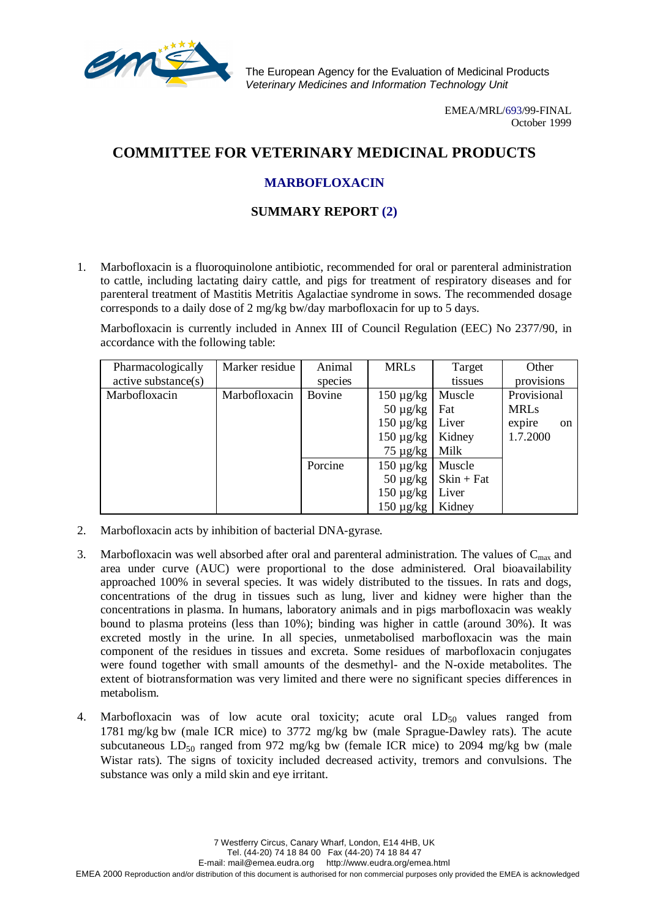The European Agency for the Evaluation of Medicinal Products
*Veterinary Medicines and Information Technology Unit*

EMEA/MRL/693/99-FINAL
October 1999

# COMMITTEE FOR VETERINARY MEDICINAL PRODUCTS

## MARBOFLOXACIN

## SUMMARY REPORT (2)

1. Marbofloxacin is a fluoroquinolone antibiotic, recommended for oral or parenteral administration to cattle, including lactating dairy cattle, and pigs for treatment of respiratory diseases and for parenteral treatment of Mastitis Metritis Agalactiae syndrome in sows. The recommended dosage corresponds to a daily dose of 2 mg/kg bw/day marbofloxacin for up to 5 days.

   Marbofloxacin is currently included in Annex III of Council Regulation (EEC) No 2377/90, in accordance with the following table:

| Pharmacologically active substance(s) | Marker residue | Animal species | MRLs | Target tissues | Other provisions |
|---|---|---|---|---|---|
| Marbofloxacin | Marbofloxacin | Bovine | 150 µg/kg | Muscle | Provisional MRLs expire on 1.7.2000 |
| | | | 50 µg/kg | Fat | |
| | | | 150 µg/kg | Liver | |
| | | | 150 µg/kg | Kidney | |
| | | | 75 µg/kg | Milk | |
| | | Porcine | 150 µg/kg | Muscle | |
| | | | 50 µg/kg | Skin + Fat | |
| | | | 150 µg/kg | Liver | |
| | | | 150 µg/kg | Kidney | |

2. Marbofloxacin acts by inhibition of bacterial DNA-gyrase.

3. Marbofloxacin was well absorbed after oral and parenteral administration. The values of $C_{max}$ and area under curve (AUC) were proportional to the dose administered. Oral bioavailability approached 100% in several species. It was widely distributed to the tissues. In rats and dogs, concentrations of the drug in tissues such as lung, liver and kidney were higher than the concentrations in plasma. In humans, laboratory animals and in pigs marbofloxacin was weakly bound to plasma proteins (less than 10%); binding was higher in cattle (around 30%). It was excreted mostly in the urine. In all species, unmetabolised marbofloxacin was the main component of the residues in tissues and excreta. Some residues of marbofloxacin conjugates were found together with small amounts of the desmethyl- and the N-oxide metabolites. The extent of biotransformation was very limited and there were no significant species differences in metabolism.

4. Marbofloxacin was of low acute oral toxicity; acute oral $LD_{50}$ values ranged from 1781 mg/kg bw (male ICR mice) to 3772 mg/kg bw (male Sprague-Dawley rats). The acute subcutaneous $LD_{50}$ ranged from 972 mg/kg bw (female ICR mice) to 2094 mg/kg bw (male Wistar rats). The signs of toxicity included decreased activity, tremors and convulsions. The substance was only a mild skin and eye irritant.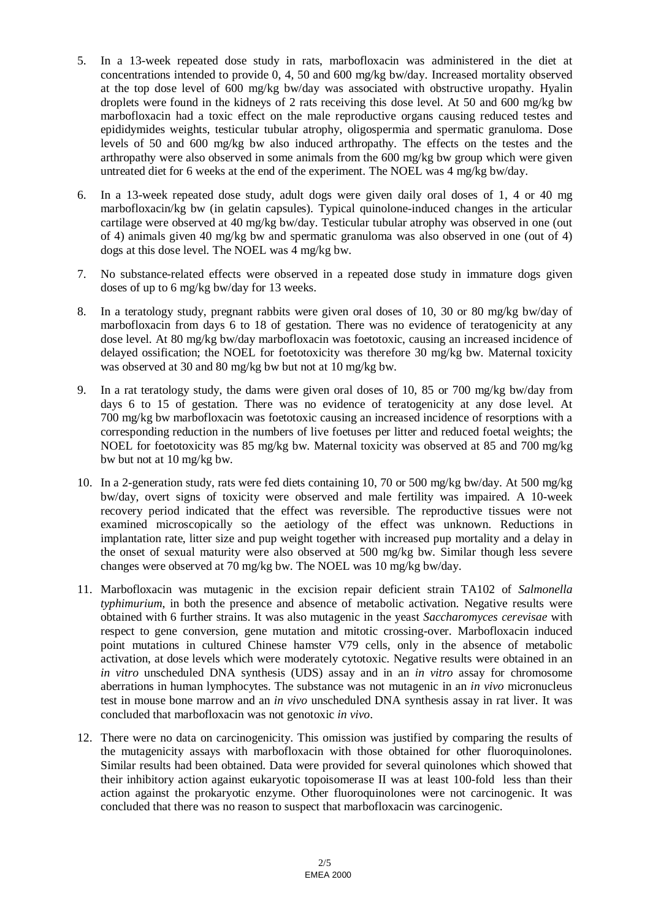5. In a 13-week repeated dose study in rats, marbofloxacin was administered in the diet at concentrations intended to provide 0, 4, 50 and 600 mg/kg bw/day. Increased mortality observed at the top dose level of 600 mg/kg bw/day was associated with obstructive uropathy. Hyalin droplets were found in the kidneys of 2 rats receiving this dose level. At 50 and 600 mg/kg bw marbofloxacin had a toxic effect on the male reproductive organs causing reduced testes and epididymides weights, testicular tubular atrophy, oligospermia and spermatic granuloma. Dose levels of 50 and 600 mg/kg bw also induced arthropathy. The effects on the testes and the arthropathy were also observed in some animals from the 600 mg/kg bw group which were given untreated diet for 6 weeks at the end of the experiment. The NOEL was 4 mg/kg bw/day.

6. In a 13-week repeated dose study, adult dogs were given daily oral doses of 1, 4 or 40 mg marbofloxacin/kg bw (in gelatin capsules). Typical quinolone-induced changes in the articular cartilage were observed at 40 mg/kg bw/day. Testicular tubular atrophy was observed in one (out of 4) animals given 40 mg/kg bw and spermatic granuloma was also observed in one (out of 4) dogs at this dose level. The NOEL was 4 mg/kg bw.

7. No substance-related effects were observed in a repeated dose study in immature dogs given doses of up to 6 mg/kg bw/day for 13 weeks.

8. In a teratology study, pregnant rabbits were given oral doses of 10, 30 or 80 mg/kg bw/day of marbofloxacin from days 6 to 18 of gestation. There was no evidence of teratogenicity at any dose level. At 80 mg/kg bw/day marbofloxacin was foetotoxic, causing an increased incidence of delayed ossification; the NOEL for foetotoxicity was therefore 30 mg/kg bw. Maternal toxicity was observed at 30 and 80 mg/kg bw but not at 10 mg/kg bw.

9. In a rat teratology study, the dams were given oral doses of 10, 85 or 700 mg/kg bw/day from days 6 to 15 of gestation. There was no evidence of teratogenicity at any dose level. At 700 mg/kg bw marbofloxacin was foetotoxic causing an increased incidence of resorptions with a corresponding reduction in the numbers of live foetuses per litter and reduced foetal weights; the NOEL for foetotoxicity was 85 mg/kg bw. Maternal toxicity was observed at 85 and 700 mg/kg bw but not at 10 mg/kg bw.

10. In a 2-generation study, rats were fed diets containing 10, 70 or 500 mg/kg bw/day. At 500 mg/kg bw/day, overt signs of toxicity were observed and male fertility was impaired. A 10-week recovery period indicated that the effect was reversible. The reproductive tissues were not examined microscopically so the aetiology of the effect was unknown. Reductions in implantation rate, litter size and pup weight together with increased pup mortality and a delay in the onset of sexual maturity were also observed at 500 mg/kg bw. Similar though less severe changes were observed at 70 mg/kg bw. The NOEL was 10 mg/kg bw/day.

11. Marbofloxacin was mutagenic in the excision repair deficient strain TA102 of *Salmonella typhimurium*, in both the presence and absence of metabolic activation. Negative results were obtained with 6 further strains. It was also mutagenic in the yeast *Saccharomyces cerevisae* with respect to gene conversion, gene mutation and mitotic crossing-over. Marbofloxacin induced point mutations in cultured Chinese hamster V79 cells, only in the absence of metabolic activation, at dose levels which were moderately cytotoxic. Negative results were obtained in an *in vitro* unscheduled DNA synthesis (UDS) assay and in an *in vitro* assay for chromosome aberrations in human lymphocytes. The substance was not mutagenic in an *in vivo* micronucleus test in mouse bone marrow and an *in vivo* unscheduled DNA synthesis assay in rat liver. It was concluded that marbofloxacin was not genotoxic *in vivo*.

12. There were no data on carcinogenicity. This omission was justified by comparing the results of the mutagenicity assays with marbofloxacin with those obtained for other fluoroquinolones. Similar results had been obtained. Data were provided for several quinolones which showed that their inhibitory action against eukaryotic topoisomerase II was at least 100-fold less than their action against the prokaryotic enzyme. Other fluoroquinolones were not carcinogenic. It was concluded that there was no reason to suspect that marbofloxacin was carcinogenic.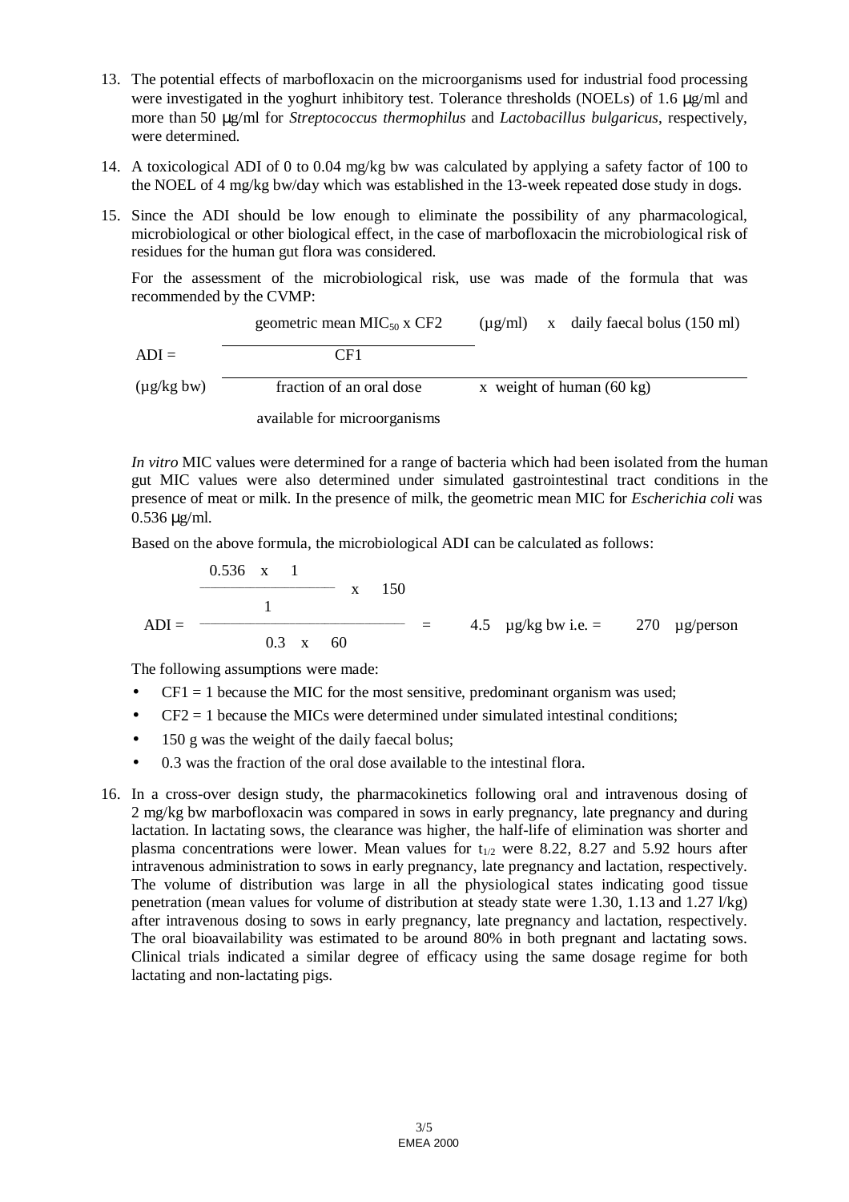13. The potential effects of marbofloxacin on the microorganisms used for industrial food processing were investigated in the yoghurt inhibitory test. Tolerance thresholds (NOELs) of 1.6 μg/ml and more than 50 μg/ml for *Streptococcus thermophilus* and *Lactobacillus bulgaricus*, respectively, were determined.

14. A toxicological ADI of 0 to 0.04 mg/kg bw was calculated by applying a safety factor of 100 to the NOEL of 4 mg/kg bw/day which was established in the 13-week repeated dose study in dogs.

15. Since the ADI should be low enough to eliminate the possibility of any pharmacological, microbiological or other biological effect, in the case of marbofloxacin the microbiological risk of residues for the human gut flora was considered.

    For the assessment of the microbiological risk, use was made of the formula that was recommended by the CVMP:

$$\text{ADI } (\mu\text{g/kg bw}) = \frac{\dfrac{\text{geometric mean MIC}_{50} \times \text{CF2}}{\text{CF1}} (\mu\text{g/ml}) \times \text{daily faecal bolus (150 ml)}}{\text{fraction of an oral dose available for microorganisms} \times \text{weight of human (60 kg)}}$$

*In vitro* MIC values were determined for a range of bacteria which had been isolated from the human gut MIC values were also determined under simulated gastrointestinal tract conditions in the presence of meat or milk. In the presence of milk, the geometric mean MIC for *Escherichia coli* was 0.536 μg/ml.

Based on the above formula, the microbiological ADI can be calculated as follows:

$$\text{ADI} = \frac{\dfrac{0.536 \times 1}{1} \times 150}{0.3 \times 60} = 4.5 \ \mu\text{g/kg bw i.e.} = 270 \ \mu\text{g/person}$$

The following assumptions were made:

- CF1 = 1 because the MIC for the most sensitive, predominant organism was used;
- CF2 = 1 because the MICs were determined under simulated intestinal conditions;
- 150 g was the weight of the daily faecal bolus;
- 0.3 was the fraction of the oral dose available to the intestinal flora.

16. In a cross-over design study, the pharmacokinetics following oral and intravenous dosing of 2 mg/kg bw marbofloxacin was compared in sows in early pregnancy, late pregnancy and during lactation. In lactating sows, the clearance was higher, the half-life of elimination was shorter and plasma concentrations were lower. Mean values for $t_{1/2}$ were 8.22, 8.27 and 5.92 hours after intravenous administration to sows in early pregnancy, late pregnancy and lactation, respectively. The volume of distribution was large in all the physiological states indicating good tissue penetration (mean values for volume of distribution at steady state were 1.30, 1.13 and 1.27 l/kg) after intravenous dosing to sows in early pregnancy, late pregnancy and lactation, respectively. The oral bioavailability was estimated to be around 80% in both pregnant and lactating sows. Clinical trials indicated a similar degree of efficacy using the same dosage regime for both lactating and non-lactating pigs.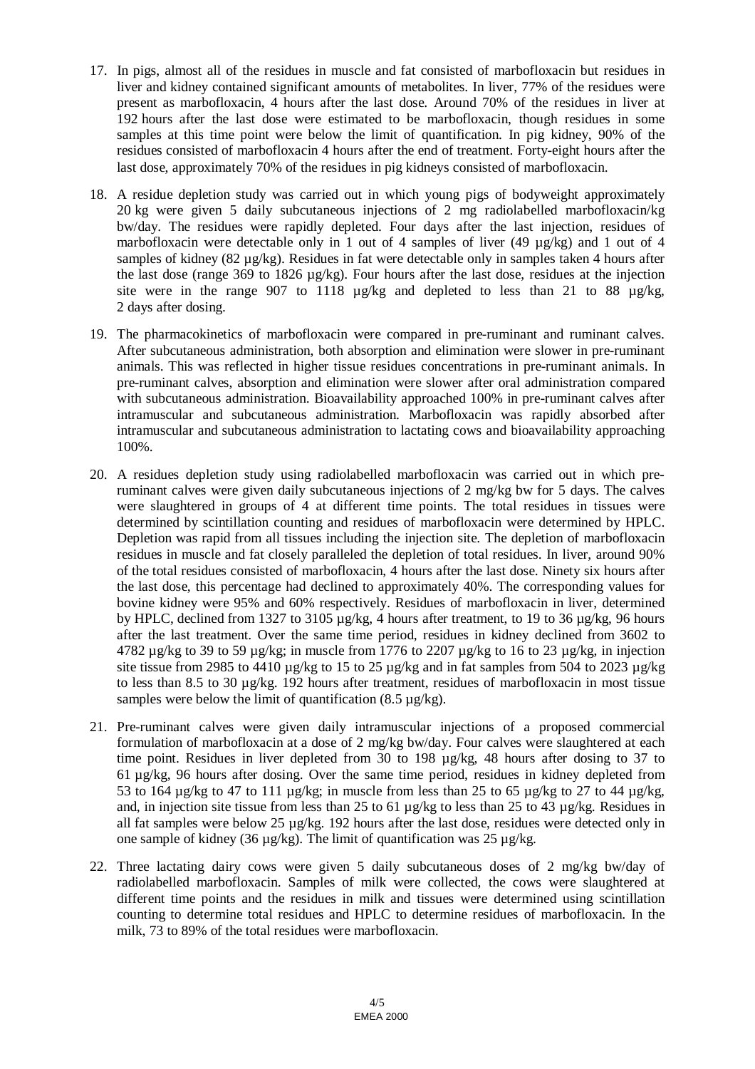17. In pigs, almost all of the residues in muscle and fat consisted of marbofloxacin but residues in liver and kidney contained significant amounts of metabolites. In liver, 77% of the residues were present as marbofloxacin, 4 hours after the last dose. Around 70% of the residues in liver at 192 hours after the last dose were estimated to be marbofloxacin, though residues in some samples at this time point were below the limit of quantification. In pig kidney, 90% of the residues consisted of marbofloxacin 4 hours after the end of treatment. Forty-eight hours after the last dose, approximately 70% of the residues in pig kidneys consisted of marbofloxacin.

18. A residue depletion study was carried out in which young pigs of bodyweight approximately 20 kg were given 5 daily subcutaneous injections of 2 mg radiolabelled marbofloxacin/kg bw/day. The residues were rapidly depleted. Four days after the last injection, residues of marbofloxacin were detectable only in 1 out of 4 samples of liver (49 µg/kg) and 1 out of 4 samples of kidney (82 µg/kg). Residues in fat were detectable only in samples taken 4 hours after the last dose (range 369 to 1826 µg/kg). Four hours after the last dose, residues at the injection site were in the range 907 to 1118 µg/kg and depleted to less than 21 to 88 µg/kg, 2 days after dosing.

19. The pharmacokinetics of marbofloxacin were compared in pre-ruminant and ruminant calves. After subcutaneous administration, both absorption and elimination were slower in pre-ruminant animals. This was reflected in higher tissue residues concentrations in pre-ruminant animals. In pre-ruminant calves, absorption and elimination were slower after oral administration compared with subcutaneous administration. Bioavailability approached 100% in pre-ruminant calves after intramuscular and subcutaneous administration. Marbofloxacin was rapidly absorbed after intramuscular and subcutaneous administration to lactating cows and bioavailability approaching 100%.

20. A residues depletion study using radiolabelled marbofloxacin was carried out in which pre-ruminant calves were given daily subcutaneous injections of 2 mg/kg bw for 5 days. The calves were slaughtered in groups of 4 at different time points. The total residues in tissues were determined by scintillation counting and residues of marbofloxacin were determined by HPLC. Depletion was rapid from all tissues including the injection site. The depletion of marbofloxacin residues in muscle and fat closely paralleled the depletion of total residues. In liver, around 90% of the total residues consisted of marbofloxacin, 4 hours after the last dose. Ninety six hours after the last dose, this percentage had declined to approximately 40%. The corresponding values for bovine kidney were 95% and 60% respectively. Residues of marbofloxacin in liver, determined by HPLC, declined from 1327 to 3105 µg/kg, 4 hours after treatment, to 19 to 36 µg/kg, 96 hours after the last treatment. Over the same time period, residues in kidney declined from 3602 to 4782 µg/kg to 39 to 59 µg/kg; in muscle from 1776 to 2207 µg/kg to 16 to 23 µg/kg, in injection site tissue from 2985 to 4410 µg/kg to 15 to 25 µg/kg and in fat samples from 504 to 2023 µg/kg to less than 8.5 to 30 µg/kg. 192 hours after treatment, residues of marbofloxacin in most tissue samples were below the limit of quantification (8.5 µg/kg).

21. Pre-ruminant calves were given daily intramuscular injections of a proposed commercial formulation of marbofloxacin at a dose of 2 mg/kg bw/day. Four calves were slaughtered at each time point. Residues in liver depleted from 30 to 198 µg/kg, 48 hours after dosing to 37 to 61 µg/kg, 96 hours after dosing. Over the same time period, residues in kidney depleted from 53 to 164 µg/kg to 47 to 111 µg/kg; in muscle from less than 25 to 65 µg/kg to 27 to 44 µg/kg, and, in injection site tissue from less than 25 to 61 µg/kg to less than 25 to 43 µg/kg. Residues in all fat samples were below 25 µg/kg. 192 hours after the last dose, residues were detected only in one sample of kidney (36 µg/kg). The limit of quantification was 25 µg/kg.

22. Three lactating dairy cows were given 5 daily subcutaneous doses of 2 mg/kg bw/day of radiolabelled marbofloxacin. Samples of milk were collected, the cows were slaughtered at different time points and the residues in milk and tissues were determined using scintillation counting to determine total residues and HPLC to determine residues of marbofloxacin. In the milk, 73 to 89% of the total residues were marbofloxacin.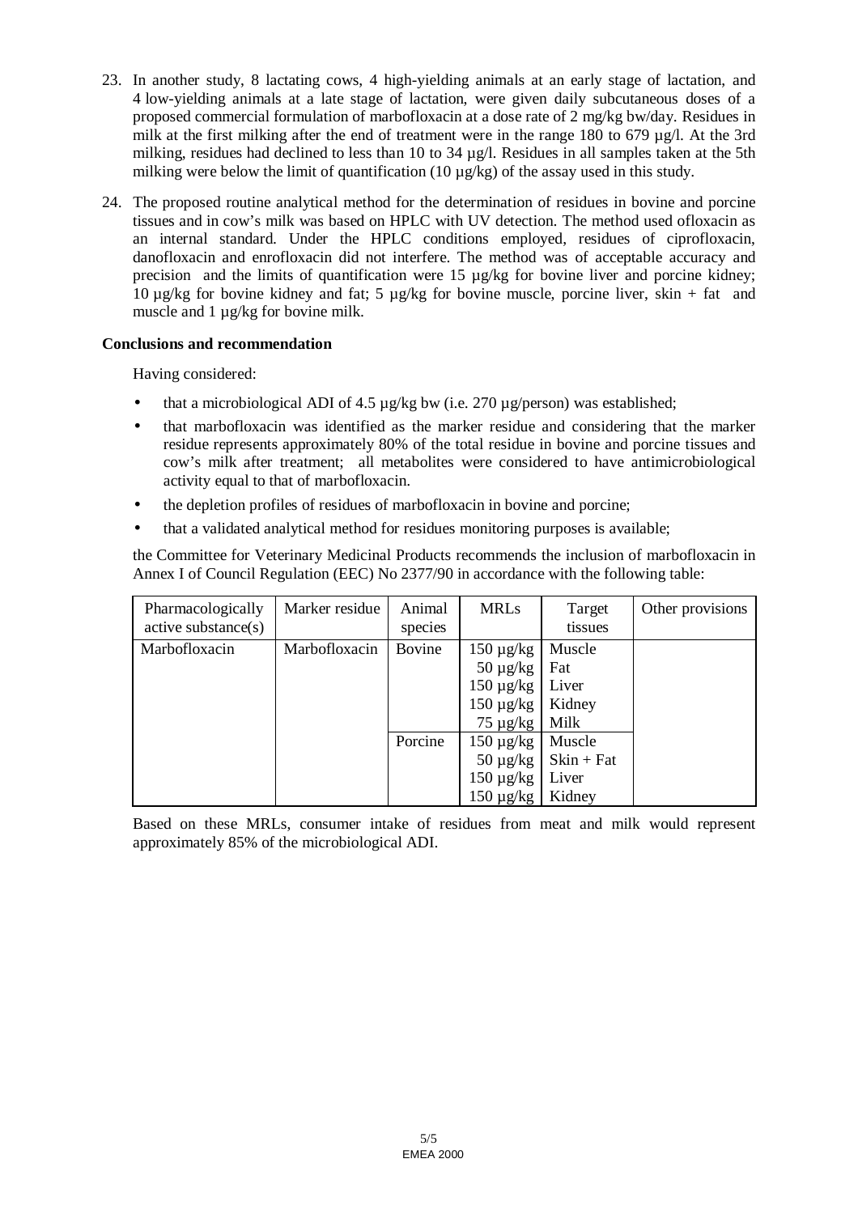23. In another study, 8 lactating cows, 4 high-yielding animals at an early stage of lactation, and 4 low-yielding animals at a late stage of lactation, were given daily subcutaneous doses of a proposed commercial formulation of marbofloxacin at a dose rate of 2 mg/kg bw/day. Residues in milk at the first milking after the end of treatment were in the range 180 to 679 µg/l. At the 3rd milking, residues had declined to less than 10 to 34 µg/l. Residues in all samples taken at the 5th milking were below the limit of quantification (10 µg/kg) of the assay used in this study.

24. The proposed routine analytical method for the determination of residues in bovine and porcine tissues and in cow's milk was based on HPLC with UV detection. The method used ofloxacin as an internal standard. Under the HPLC conditions employed, residues of ciprofloxacin, danofloxacin and enrofloxacin did not interfere. The method was of acceptable accuracy and precision and the limits of quantification were 15 µg/kg for bovine liver and porcine kidney; 10 µg/kg for bovine kidney and fat; 5 µg/kg for bovine muscle, porcine liver, skin + fat and muscle and 1 µg/kg for bovine milk.

**Conclusions and recommendation**

Having considered:

- that a microbiological ADI of 4.5 µg/kg bw (i.e. 270 µg/person) was established;
- that marbofloxacin was identified as the marker residue and considering that the marker residue represents approximately 80% of the total residue in bovine and porcine tissues and cow's milk after treatment; all metabolites were considered to have antimicrobiological activity equal to that of marbofloxacin.
- the depletion profiles of residues of marbofloxacin in bovine and porcine;
- that a validated analytical method for residues monitoring purposes is available;

the Committee for Veterinary Medicinal Products recommends the inclusion of marbofloxacin in Annex I of Council Regulation (EEC) No 2377/90 in accordance with the following table:

| Pharmacologically active substance(s) | Marker residue | Animal species | MRLs | Target tissues | Other provisions |
|---|---|---|---|---|---|
| Marbofloxacin | Marbofloxacin | Bovine | 150 µg/kg | Muscle | |
| | | | 50 µg/kg | Fat | |
| | | | 150 µg/kg | Liver | |
| | | | 150 µg/kg | Kidney | |
| | | | 75 µg/kg | Milk | |
| | | Porcine | 150 µg/kg | Muscle | |
| | | | 50 µg/kg | Skin + Fat | |
| | | | 150 µg/kg | Liver | |
| | | | 150 µg/kg | Kidney | |

Based on these MRLs, consumer intake of residues from meat and milk would represent approximately 85% of the microbiological ADI.